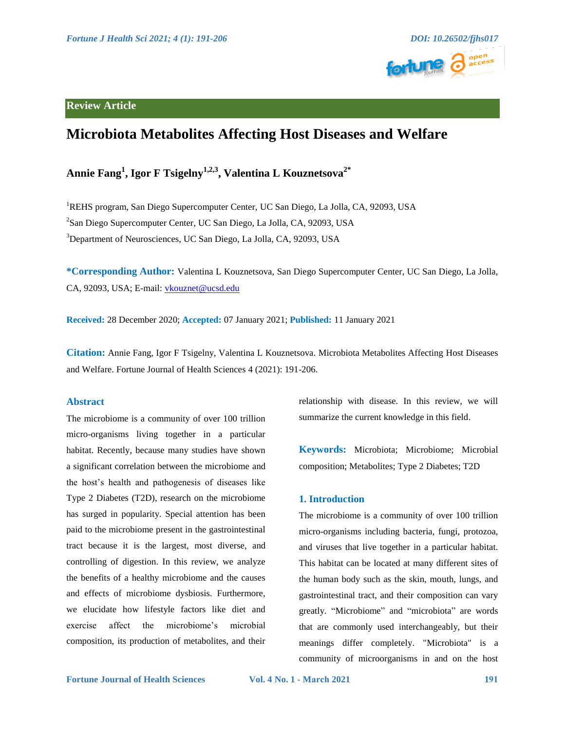Review Article

# Microbiota Metabolites Affecting Host Diseases and Welfare

**Annie Fang[1], Igor F Tsigelny[1,2,3], Valentina L Kouznetsova[2*]**

[1]REHS program, San Diego Supercomputer Center, UC San Diego, La Jolla, CA, 92093, USA

[2]San Diego Supercomputer Center, UC San Diego, La Jolla, CA, 92093, USA

[3]Department of Neurosciences, UC San Diego, La Jolla, CA, 92093, USA

**\*Corresponding Author:** Valentina L Kouznetsova, San Diego Supercomputer Center, UC San Diego, La Jolla, CA, 92093, USA; E-mail: vkouznet@ucsd.edu

**Received:** 28 December 2020; **Accepted:** 07 January 2021; **Published:** 11 January 2021

**Citation:** Annie Fang, Igor F Tsigelny, Valentina L Kouznetsova. Microbiota Metabolites Affecting Host Diseases and Welfare. Fortune Journal of Health Sciences 4 (2021): 191-206.

## Abstract

The microbiome is a community of over 100 trillion micro-organisms living together in a particular habitat. Recently, because many studies have shown a significant correlation between the microbiome and the host's health and pathogenesis of diseases like Type 2 Diabetes (T2D), research on the microbiome has surged in popularity. Special attention has been paid to the microbiome present in the gastrointestinal tract because it is the largest, most diverse, and controlling of digestion. In this review, we analyze the benefits of a healthy microbiome and the causes and effects of microbiome dysbiosis. Furthermore, we elucidate how lifestyle factors like diet and exercise affect the microbiome's microbial composition, its production of metabolites, and their relationship with disease. In this review, we will summarize the current knowledge in this field.

**Keywords:** Microbiota; Microbiome; Microbial composition; Metabolites; Type 2 Diabetes; T2D

## 1. Introduction

The microbiome is a community of over 100 trillion micro-organisms including bacteria, fungi, protozoa, and viruses that live together in a particular habitat. This habitat can be located at many different sites of the human body such as the skin, mouth, lungs, and gastrointestinal tract, and their composition can vary greatly. "Microbiome" and "microbiota" are words that are commonly used interchangeably, but their meanings differ completely. "Microbiota" is a community of microorganisms in and on the host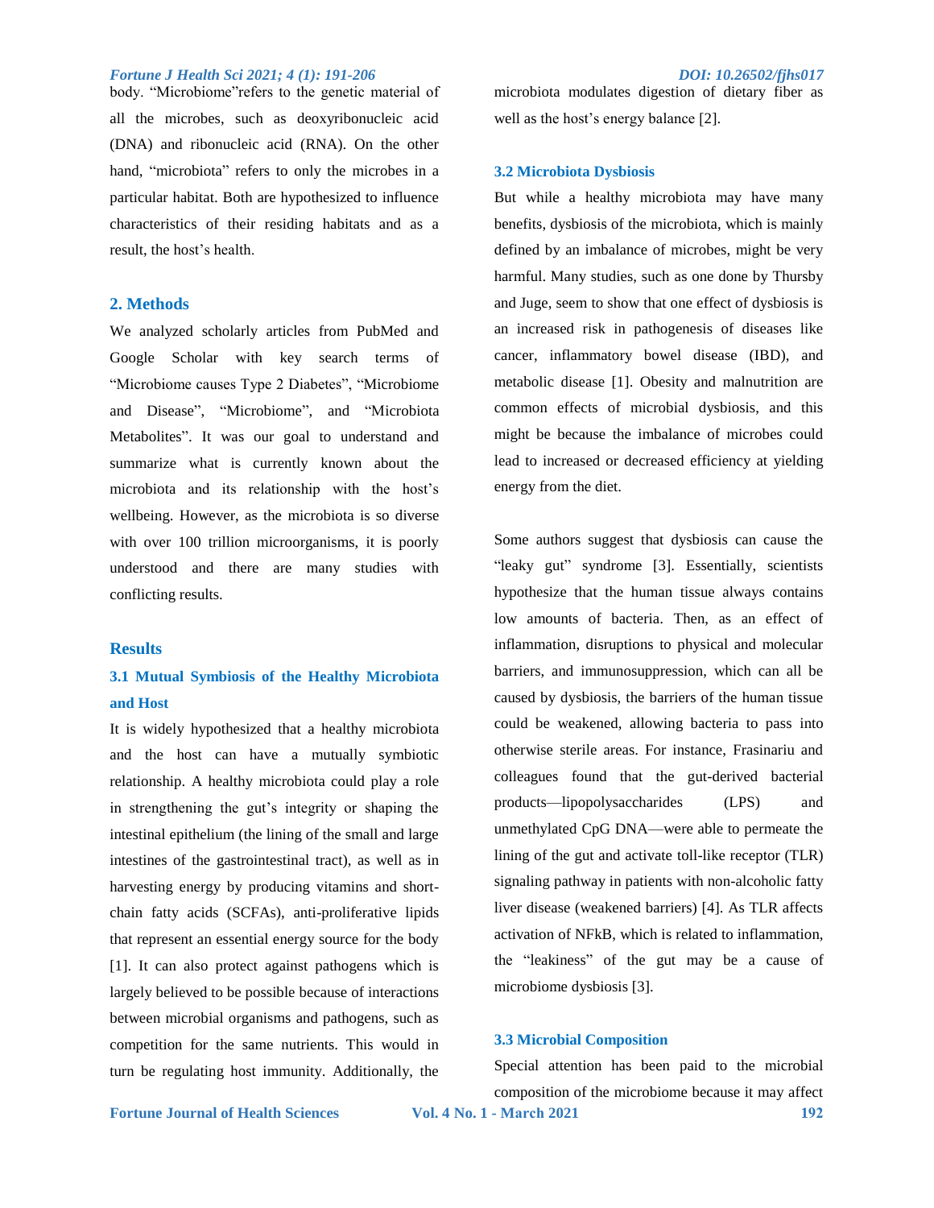body. "Microbiome"refers to the genetic material of all the microbes, such as deoxyribonucleic acid (DNA) and ribonucleic acid (RNA). On the other hand, "microbiota" refers to only the microbes in a particular habitat. Both are hypothesized to influence characteristics of their residing habitats and as a result, the host's health.

## 2. Methods

We analyzed scholarly articles from PubMed and Google Scholar with key search terms of "Microbiome causes Type 2 Diabetes", "Microbiome and Disease", "Microbiome", and "Microbiota Metabolites". It was our goal to understand and summarize what is currently known about the microbiota and its relationship with the host's wellbeing. However, as the microbiota is so diverse with over 100 trillion microorganisms, it is poorly understood and there are many studies with conflicting results.

## Results

### 3.1 Mutual Symbiosis of the Healthy Microbiota and Host

It is widely hypothesized that a healthy microbiota and the host can have a mutually symbiotic relationship. A healthy microbiota could play a role in strengthening the gut's integrity or shaping the intestinal epithelium (the lining of the small and large intestines of the gastrointestinal tract), as well as in harvesting energy by producing vitamins and short-chain fatty acids (SCFAs), anti-proliferative lipids that represent an essential energy source for the body [1]. It can also protect against pathogens which is largely believed to be possible because of interactions between microbial organisms and pathogens, such as competition for the same nutrients. This would in turn be regulating host immunity. Additionally, the microbiota modulates digestion of dietary fiber as well as the host's energy balance [2].

### 3.2 Microbiota Dysbiosis

But while a healthy microbiota may have many benefits, dysbiosis of the microbiota, which is mainly defined by an imbalance of microbes, might be very harmful. Many studies, such as one done by Thursby and Juge, seem to show that one effect of dysbiosis is an increased risk in pathogenesis of diseases like cancer, inflammatory bowel disease (IBD), and metabolic disease [1]. Obesity and malnutrition are common effects of microbial dysbiosis, and this might be because the imbalance of microbes could lead to increased or decreased efficiency at yielding energy from the diet.

Some authors suggest that dysbiosis can cause the "leaky gut" syndrome [3]. Essentially, scientists hypothesize that the human tissue always contains low amounts of bacteria. Then, as an effect of inflammation, disruptions to physical and molecular barriers, and immunosuppression, which can all be caused by dysbiosis, the barriers of the human tissue could be weakened, allowing bacteria to pass into otherwise sterile areas. For instance, Frasinariu and colleagues found that the gut-derived bacterial products—lipopolysaccharides (LPS) and unmethylated CpG DNA—were able to permeate the lining of the gut and activate toll-like receptor (TLR) signaling pathway in patients with non-alcoholic fatty liver disease (weakened barriers) [4]. As TLR affects activation of NFkB, which is related to inflammation, the "leakiness" of the gut may be a cause of microbiome dysbiosis [3].

### 3.3 Microbial Composition

Special attention has been paid to the microbial composition of the microbiome because it may affect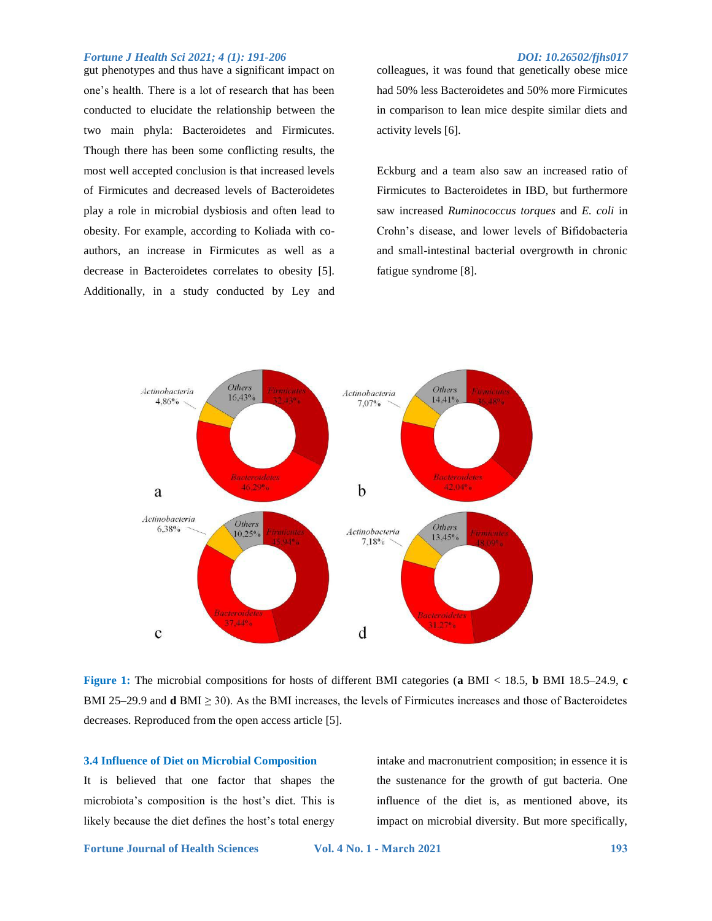gut phenotypes and thus have a significant impact on one's health. There is a lot of research that has been conducted to elucidate the relationship between the two main phyla: Bacteroidetes and Firmicutes. Though there has been some conflicting results, the most well accepted conclusion is that increased levels of Firmicutes and decreased levels of Bacteroidetes play a role in microbial dysbiosis and often lead to obesity. For example, according to Koliada with co-authors, an increase in Firmicutes as well as a decrease in Bacteroidetes correlates to obesity [5]. Additionally, in a study conducted by Ley and colleagues, it was found that genetically obese mice had 50% less Bacteroidetes and 50% more Firmicutes in comparison to lean mice despite similar diets and activity levels [6].

Eckburg and a team also saw an increased ratio of Firmicutes to Bacteroidetes in IBD, but furthermore saw increased *Ruminococcus torques* and *E. coli* in Crohn's disease, and lower levels of Bifidobacteria and small-intestinal bacterial overgrowth in chronic fatigue syndrome [8].

**Figure 1:** The microbial compositions for hosts of different BMI categories (**a** BMI < 18.5, **b** BMI 18.5–24.9, **c** BMI 25–29.9 and **d** BMI ≥ 30). As the BMI increases, the levels of Firmicutes increases and those of Bacteroidetes decreases. Reproduced from the open access article [5].

### 3.4 Influence of Diet on Microbial Composition

It is believed that one factor that shapes the microbiota's composition is the host's diet. This is likely because the diet defines the host's total energy intake and macronutrient composition; in essence it is the sustenance for the growth of gut bacteria. One influence of the diet is, as mentioned above, its impact on microbial diversity. But more specifically,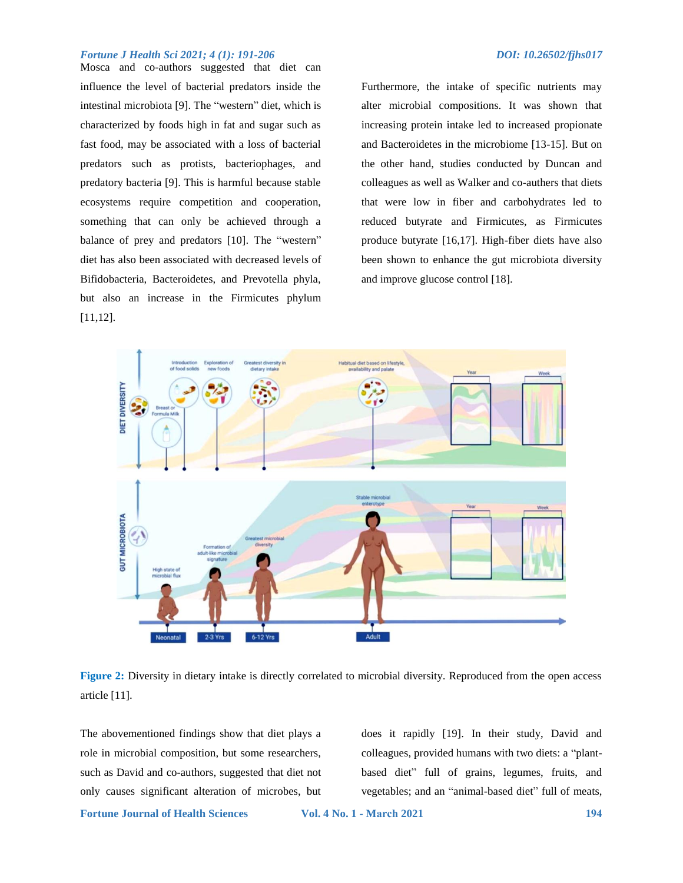Mosca and co-authors suggested that diet can influence the level of bacterial predators inside the intestinal microbiota [9]. The “western” diet, which is characterized by foods high in fat and sugar such as fast food, may be associated with a loss of bacterial predators such as protists, bacteriophages, and predatory bacteria [9]. This is harmful because stable ecosystems require competition and cooperation, something that can only be achieved through a balance of prey and predators [10]. The “western” diet has also been associated with decreased levels of Bifidobacteria, Bacteroidetes, and Prevotella phyla, but also an increase in the Firmicutes phylum [11,12].

Furthermore, the intake of specific nutrients may alter microbial compositions. It was shown that increasing protein intake led to increased propionate and Bacteroidetes in the microbiome [13-15]. But on the other hand, studies conducted by Duncan and colleagues as well as Walker and co-authers that diets that were low in fiber and carbohydrates led to reduced butyrate and Firmicutes, as Firmicutes produce butyrate [16,17]. High-fiber diets have also been shown to enhance the gut microbiota diversity and improve glucose control [18].

**Figure 2:** Diversity in dietary intake is directly correlated to microbial diversity. Reproduced from the open access article [11].

The abovementioned findings show that diet plays a role in microbial composition, but some researchers, such as David and co-authors, suggested that diet not only causes significant alteration of microbes, but does it rapidly [19]. In their study, David and colleagues, provided humans with two diets: a “plant-based diet” full of grains, legumes, fruits, and vegetables; and an “animal-based diet” full of meats,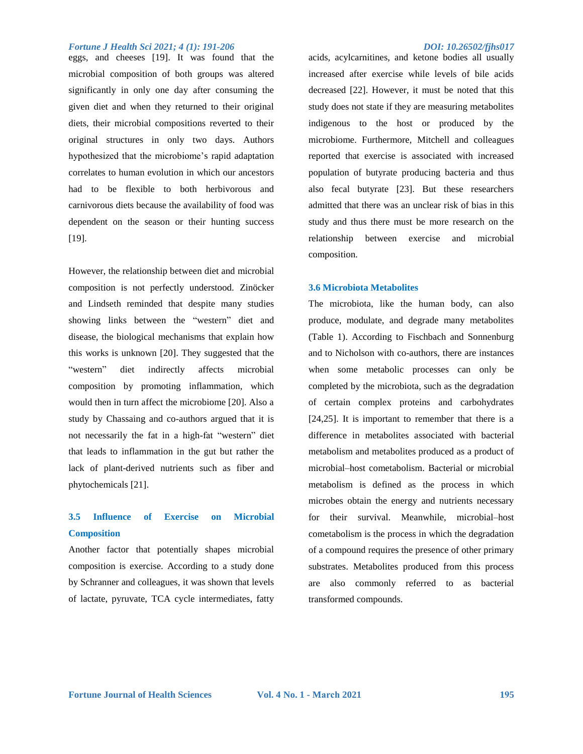eggs, and cheeses [19]. It was found that the microbial composition of both groups was altered significantly in only one day after consuming the given diet and when they returned to their original diets, their microbial compositions reverted to their original structures in only two days. Authors hypothesized that the microbiome's rapid adaptation correlates to human evolution in which our ancestors had to be flexible to both herbivorous and carnivorous diets because the availability of food was dependent on the season or their hunting success [19].

However, the relationship between diet and microbial composition is not perfectly understood. Zinöcker and Lindseth reminded that despite many studies showing links between the "western" diet and disease, the biological mechanisms that explain how this works is unknown [20]. They suggested that the "western" diet indirectly affects microbial composition by promoting inflammation, which would then in turn affect the microbiome [20]. Also a study by Chassaing and co-authors argued that it is not necessarily the fat in a high-fat "western" diet that leads to inflammation in the gut but rather the lack of plant-derived nutrients such as fiber and phytochemicals [21].

### 3.5 Influence of Exercise on Microbial Composition

Another factor that potentially shapes microbial composition is exercise. According to a study done by Schranner and colleagues, it was shown that levels of lactate, pyruvate, TCA cycle intermediates, fatty acids, acylcarnitines, and ketone bodies all usually increased after exercise while levels of bile acids decreased [22]. However, it must be noted that this study does not state if they are measuring metabolites indigenous to the host or produced by the microbiome. Furthermore, Mitchell and colleagues reported that exercise is associated with increased population of butyrate producing bacteria and thus also fecal butyrate [23]. But these researchers admitted that there was an unclear risk of bias in this study and thus there must be more research on the relationship between exercise and microbial composition.

### 3.6 Microbiota Metabolites

The microbiota, like the human body, can also produce, modulate, and degrade many metabolites (Table 1). According to Fischbach and Sonnenburg and to Nicholson with co-authors, there are instances when some metabolic processes can only be completed by the microbiota, such as the degradation of certain complex proteins and carbohydrates [24,25]. It is important to remember that there is a difference in metabolites associated with bacterial metabolism and metabolites produced as a product of microbial–host cometabolism. Bacterial or microbial metabolism is defined as the process in which microbes obtain the energy and nutrients necessary for their survival. Meanwhile, microbial–host cometabolism is the process in which the degradation of a compound requires the presence of other primary substrates. Metabolites produced from this process are also commonly referred to as bacterial transformed compounds.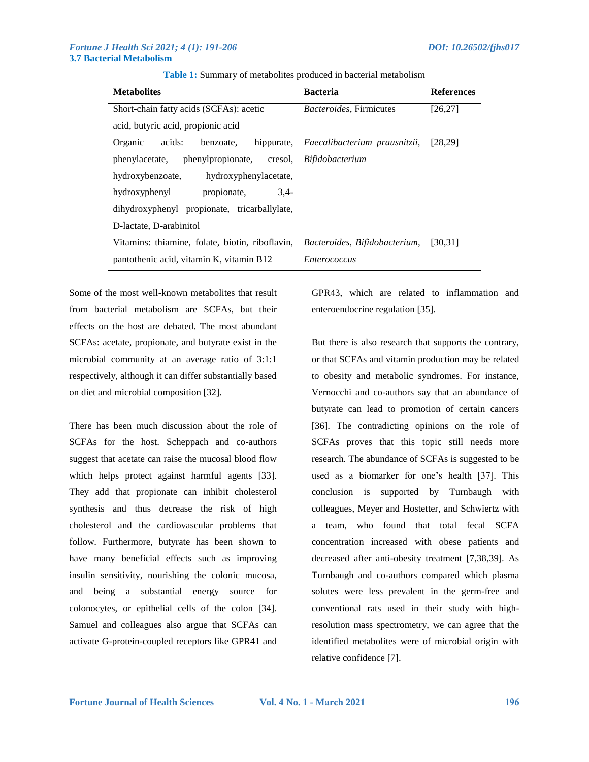### 3.7 Bacterial Metabolism

**Table 1:** Summary of metabolites produced in bacterial metabolism

| **Metabolites** | **Bacteria** | **References** |
| --- | --- | --- |
| Short-chain fatty acids (SCFAs): acetic acid, butyric acid, propionic acid | *Bacteroides*, Firmicutes | [26,27] |
| Organic acids: benzoate, hippurate, phenylacetate, phenylpropionate, cresol, hydroxybenzoate, hydroxyphenylacetate, hydroxyphenyl propionate, 3,4-dihydroxyphenyl propionate, tricarballylate, D-lactate, D-arabinitol | *Faecalibacterium prausnitzii*, *Bifidobacterium* | [28,29] |
| Vitamins: thiamine, folate, biotin, riboflavin, pantothenic acid, vitamin K, vitamin B12 | *Bacteroides, Bifidobacterium, Enterococcus* | [30,31] |

Some of the most well-known metabolites that result from bacterial metabolism are SCFAs, but their effects on the host are debated. The most abundant SCFAs: acetate, propionate, and butyrate exist in the microbial community at an average ratio of 3:1:1 respectively, although it can differ substantially based on diet and microbial composition [32].

There has been much discussion about the role of SCFAs for the host. Scheppach and co-authors suggest that acetate can raise the mucosal blood flow which helps protect against harmful agents [33]. They add that propionate can inhibit cholesterol synthesis and thus decrease the risk of high cholesterol and the cardiovascular problems that follow. Furthermore, butyrate has been shown to have many beneficial effects such as improving insulin sensitivity, nourishing the colonic mucosa, and being a substantial energy source for colonocytes, or epithelial cells of the colon [34]. Samuel and colleagues also argue that SCFAs can activate G-protein-coupled receptors like GPR41 and GPR43, which are related to inflammation and enteroendocrine regulation [35].

But there is also research that supports the contrary, or that SCFAs and vitamin production may be related to obesity and metabolic syndromes. For instance, Vernocchi and co-authors say that an abundance of butyrate can lead to promotion of certain cancers [36]. The contradicting opinions on the role of SCFAs proves that this topic still needs more research. The abundance of SCFAs is suggested to be used as a biomarker for one's health [37]. This conclusion is supported by Turnbaugh with colleagues, Meyer and Hostetter, and Schwiertz with a team, who found that total fecal SCFA concentration increased with obese patients and decreased after anti-obesity treatment [7,38,39]. As Turnbaugh and co-authors compared which plasma solutes were less prevalent in the germ-free and conventional rats used in their study with high-resolution mass spectrometry, we can agree that the identified metabolites were of microbial origin with relative confidence [7].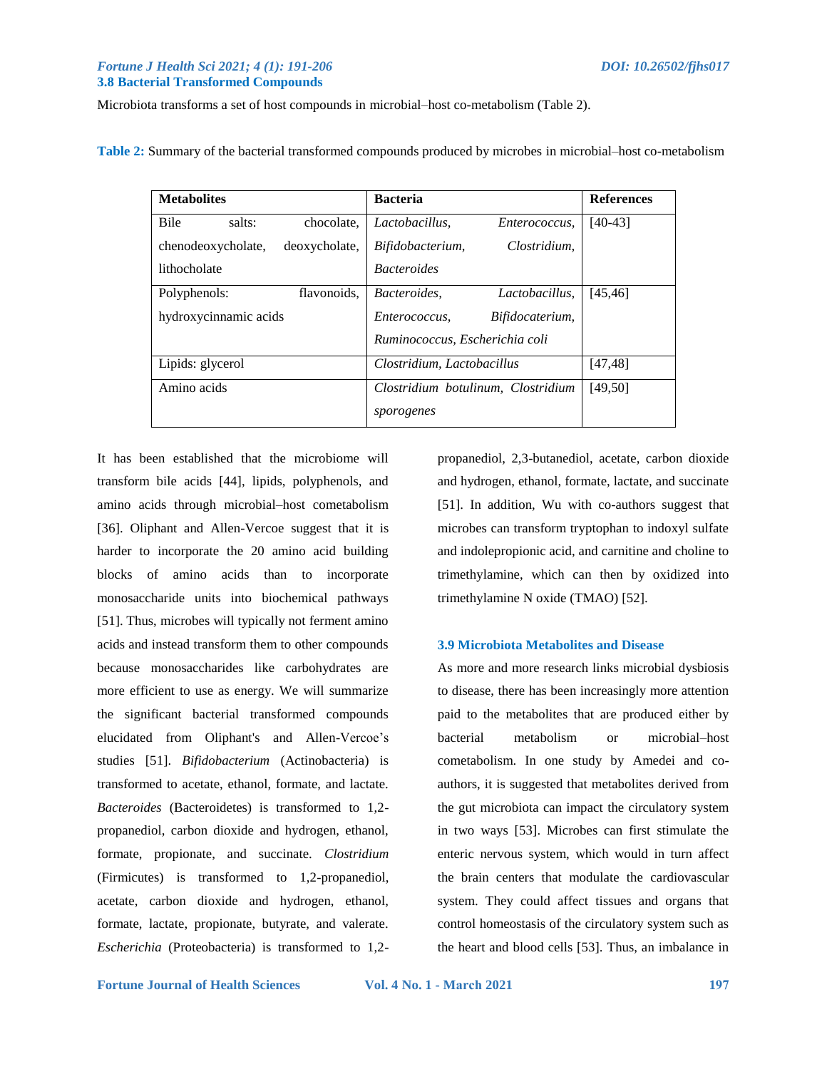### 3.8 Bacterial Transformed Compounds

Microbiota transforms a set of host compounds in microbial–host co-metabolism (Table 2).

**Table 2:** Summary of the bacterial transformed compounds produced by microbes in microbial–host co-metabolism

| Metabolites | Bacteria | References |
|---|---|---|
| Bile salts: chocolate, chenodeoxycholate, deoxycholate, lithocholate | *Lactobacillus, Enterococcus, Bifidobacterium, Clostridium, Bacteroides* | [40-43] |
| Polyphenols: flavonoids, hydroxycinnamic acids | *Bacteroides, Lactobacillus, Enterococcus, Bifidocaterium, Ruminococcus, Escherichia coli* | [45,46] |
| Lipids: glycerol | *Clostridium, Lactobacillus* | [47,48] |
| Amino acids | *Clostridium botulinum, Clostridium sporogenes* | [49,50] |

It has been established that the microbiome will transform bile acids [44], lipids, polyphenols, and amino acids through microbial–host cometabolism [36]. Oliphant and Allen-Vercoe suggest that it is harder to incorporate the 20 amino acid building blocks of amino acids than to incorporate monosaccharide units into biochemical pathways [51]. Thus, microbes will typically not ferment amino acids and instead transform them to other compounds because monosaccharides like carbohydrates are more efficient to use as energy. We will summarize the significant bacterial transformed compounds elucidated from Oliphant's and Allen-Vercoe's studies [51]. *Bifidobacterium* (Actinobacteria) is transformed to acetate, ethanol, formate, and lactate. *Bacteroides* (Bacteroidetes) is transformed to 1,2-propanediol, carbon dioxide and hydrogen, ethanol, formate, propionate, and succinate. *Clostridium* (Firmicutes) is transformed to 1,2-propanediol, acetate, carbon dioxide and hydrogen, ethanol, formate, lactate, propionate, butyrate, and valerate. *Escherichia* (Proteobacteria) is transformed to 1,2-propanediol, 2,3-butanediol, acetate, carbon dioxide and hydrogen, ethanol, formate, lactate, and succinate [51]. In addition, Wu with co-authors suggest that microbes can transform tryptophan to indoxyl sulfate and indolepropionic acid, and carnitine and choline to trimethylamine, which can then by oxidized into trimethylamine N oxide (TMAO) [52].

### 3.9 Microbiota Metabolites and Disease

As more and more research links microbial dysbiosis to disease, there has been increasingly more attention paid to the metabolites that are produced either by bacterial metabolism or microbial–host cometabolism. In one study by Amedei and co-authors, it is suggested that metabolites derived from the gut microbiota can impact the circulatory system in two ways [53]. Microbes can first stimulate the enteric nervous system, which would in turn affect the brain centers that modulate the cardiovascular system. They could affect tissues and organs that control homeostasis of the circulatory system such as the heart and blood cells [53]. Thus, an imbalance in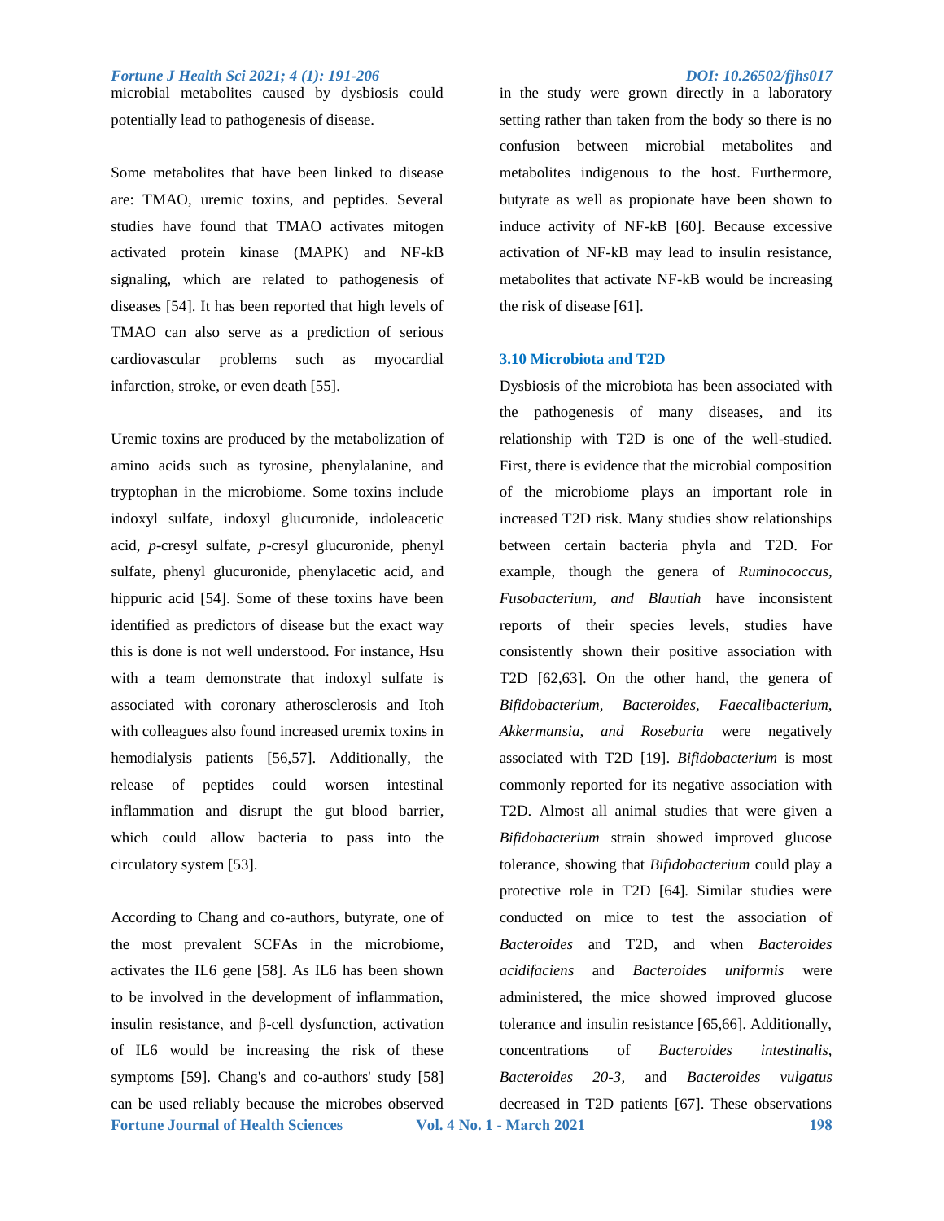microbial metabolites caused by dysbiosis could potentially lead to pathogenesis of disease.

Some metabolites that have been linked to disease are: TMAO, uremic toxins, and peptides. Several studies have found that TMAO activates mitogen activated protein kinase (MAPK) and NF-kB signaling, which are related to pathogenesis of diseases [54]. It has been reported that high levels of TMAO can also serve as a prediction of serious cardiovascular problems such as myocardial infarction, stroke, or even death [55].

Uremic toxins are produced by the metabolization of amino acids such as tyrosine, phenylalanine, and tryptophan in the microbiome. Some toxins include indoxyl sulfate, indoxyl glucuronide, indoleacetic acid, *p*-cresyl sulfate, *p*-cresyl glucuronide, phenyl sulfate, phenyl glucuronide, phenylacetic acid, and hippuric acid [54]. Some of these toxins have been identified as predictors of disease but the exact way this is done is not well understood. For instance, Hsu with a team demonstrate that indoxyl sulfate is associated with coronary atherosclerosis and Itoh with colleagues also found increased uremix toxins in hemodialysis patients [56,57]. Additionally, the release of peptides could worsen intestinal inflammation and disrupt the gut–blood barrier, which could allow bacteria to pass into the circulatory system [53].

According to Chang and co-authors, butyrate, one of the most prevalent SCFAs in the microbiome, activates the IL6 gene [58]. As IL6 has been shown to be involved in the development of inflammation, insulin resistance, and β-cell dysfunction, activation of IL6 would be increasing the risk of these symptoms [59]. Chang's and co-authors' study [58] can be used reliably because the microbes observed in the study were grown directly in a laboratory setting rather than taken from the body so there is no confusion between microbial metabolites and metabolites indigenous to the host. Furthermore, butyrate as well as propionate have been shown to induce activity of NF-kB [60]. Because excessive activation of NF-kB may lead to insulin resistance, metabolites that activate NF-kB would be increasing the risk of disease [61].

### 3.10 Microbiota and T2D

Dysbiosis of the microbiota has been associated with the pathogenesis of many diseases, and its relationship with T2D is one of the well-studied. First, there is evidence that the microbial composition of the microbiome plays an important role in increased T2D risk. Many studies show relationships between certain bacteria phyla and T2D. For example, though the genera of *Ruminococcus, Fusobacterium, and Blautiah* have inconsistent reports of their species levels, studies have consistently shown their positive association with T2D [62,63]. On the other hand, the genera of *Bifidobacterium, Bacteroides, Faecalibacterium, Akkermansia, and Roseburia* were negatively associated with T2D [19]. *Bifidobacterium* is most commonly reported for its negative association with T2D. Almost all animal studies that were given a *Bifidobacterium* strain showed improved glucose tolerance, showing that *Bifidobacterium* could play a protective role in T2D [64]. Similar studies were conducted on mice to test the association of *Bacteroides* and T2D, and when *Bacteroides acidifaciens* and *Bacteroides uniformis* were administered, the mice showed improved glucose tolerance and insulin resistance [65,66]. Additionally, concentrations of *Bacteroides intestinalis*, *Bacteroides 20-3,* and *Bacteroides vulgatus* decreased in T2D patients [67]. These observations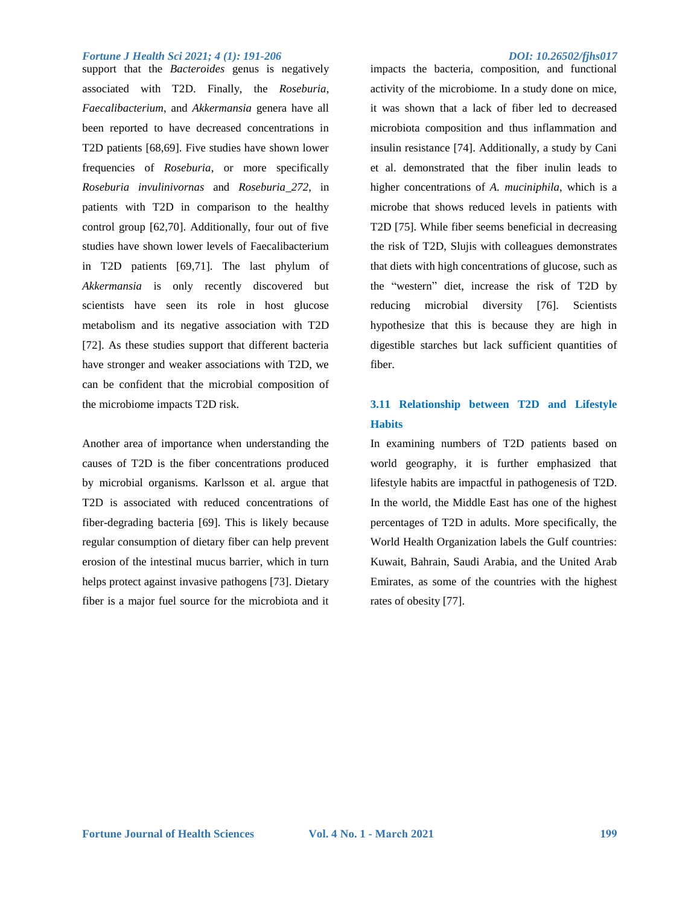support that the *Bacteroides* genus is negatively associated with T2D. Finally, the *Roseburia*, *Faecalibacterium*, and *Akkermansia* genera have all been reported to have decreased concentrations in T2D patients [68,69]. Five studies have shown lower frequencies of *Roseburia*, or more specifically *Roseburia invulinivornas* and *Roseburia_272*, in patients with T2D in comparison to the healthy control group [62,70]. Additionally, four out of five studies have shown lower levels of Faecalibacterium in T2D patients [69,71]. The last phylum of *Akkermansia* is only recently discovered but scientists have seen its role in host glucose metabolism and its negative association with T2D [72]. As these studies support that different bacteria have stronger and weaker associations with T2D, we can be confident that the microbial composition of the microbiome impacts T2D risk.

Another area of importance when understanding the causes of T2D is the fiber concentrations produced by microbial organisms. Karlsson et al. argue that T2D is associated with reduced concentrations of fiber-degrading bacteria [69]. This is likely because regular consumption of dietary fiber can help prevent erosion of the intestinal mucus barrier, which in turn helps protect against invasive pathogens [73]. Dietary fiber is a major fuel source for the microbiota and it impacts the bacteria, composition, and functional activity of the microbiome. In a study done on mice, it was shown that a lack of fiber led to decreased microbiota composition and thus inflammation and insulin resistance [74]. Additionally, a study by Cani et al. demonstrated that the fiber inulin leads to higher concentrations of *A. muciniphila*, which is a microbe that shows reduced levels in patients with T2D [75]. While fiber seems beneficial in decreasing the risk of T2D, Slujis with colleagues demonstrates that diets with high concentrations of glucose, such as the "western" diet, increase the risk of T2D by reducing microbial diversity [76]. Scientists hypothesize that this is because they are high in digestible starches but lack sufficient quantities of fiber.

### 3.11 Relationship between T2D and Lifestyle Habits

In examining numbers of T2D patients based on world geography, it is further emphasized that lifestyle habits are impactful in pathogenesis of T2D. In the world, the Middle East has one of the highest percentages of T2D in adults. More specifically, the World Health Organization labels the Gulf countries: Kuwait, Bahrain, Saudi Arabia, and the United Arab Emirates, as some of the countries with the highest rates of obesity [77].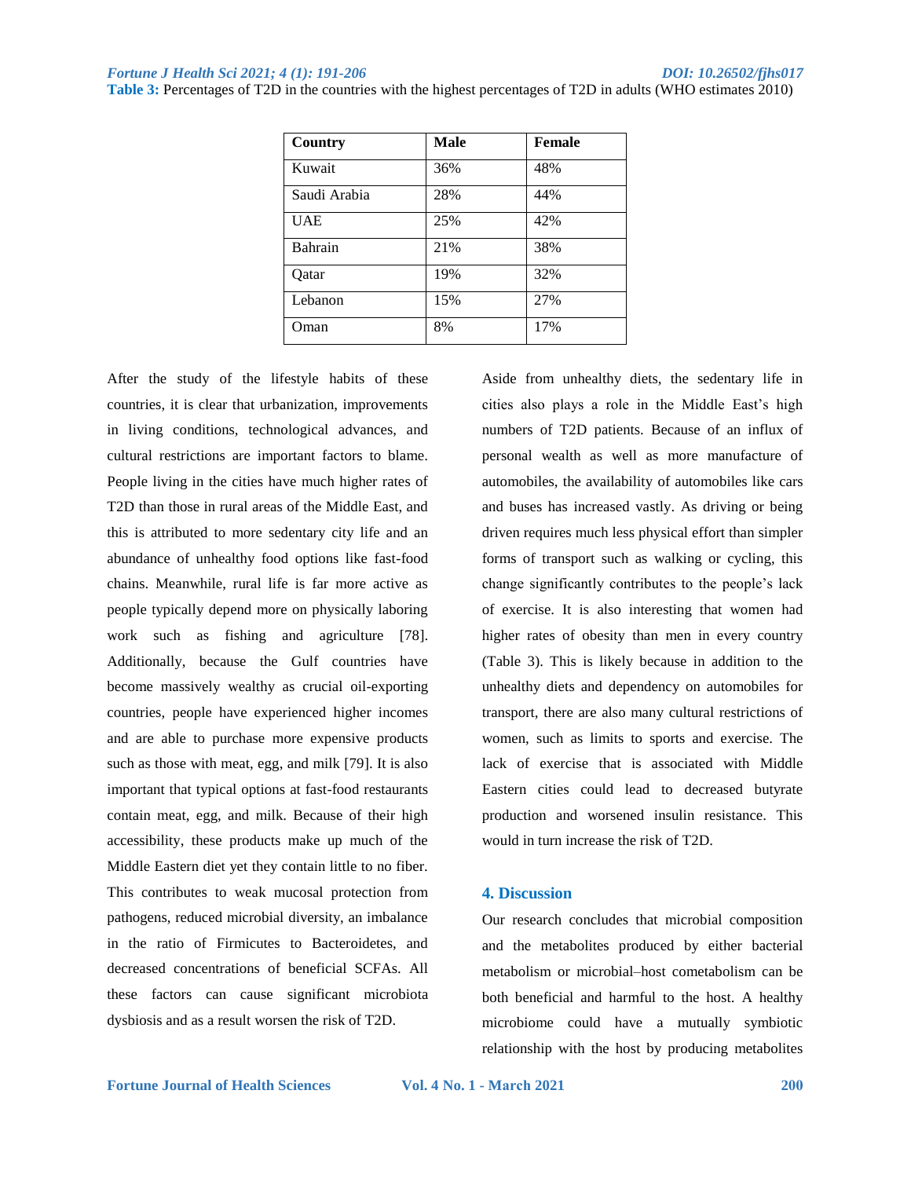**Table 3:** Percentages of T2D in the countries with the highest percentages of T2D in adults (WHO estimates 2010)

| Country | Male | Female |
|---|---|---|
| Kuwait | 36% | 48% |
| Saudi Arabia | 28% | 44% |
| UAE | 25% | 42% |
| Bahrain | 21% | 38% |
| Qatar | 19% | 32% |
| Lebanon | 15% | 27% |
| Oman | 8% | 17% |

After the study of the lifestyle habits of these countries, it is clear that urbanization, improvements in living conditions, technological advances, and cultural restrictions are important factors to blame. People living in the cities have much higher rates of T2D than those in rural areas of the Middle East, and this is attributed to more sedentary city life and an abundance of unhealthy food options like fast-food chains. Meanwhile, rural life is far more active as people typically depend more on physically laboring work such as fishing and agriculture [78]. Additionally, because the Gulf countries have become massively wealthy as crucial oil-exporting countries, people have experienced higher incomes and are able to purchase more expensive products such as those with meat, egg, and milk [79]. It is also important that typical options at fast-food restaurants contain meat, egg, and milk. Because of their high accessibility, these products make up much of the Middle Eastern diet yet they contain little to no fiber. This contributes to weak mucosal protection from pathogens, reduced microbial diversity, an imbalance in the ratio of Firmicutes to Bacteroidetes, and decreased concentrations of beneficial SCFAs. All these factors can cause significant microbiota dysbiosis and as a result worsen the risk of T2D.

Aside from unhealthy diets, the sedentary life in cities also plays a role in the Middle East's high numbers of T2D patients. Because of an influx of personal wealth as well as more manufacture of automobiles, the availability of automobiles like cars and buses has increased vastly. As driving or being driven requires much less physical effort than simpler forms of transport such as walking or cycling, this change significantly contributes to the people's lack of exercise. It is also interesting that women had higher rates of obesity than men in every country (Table 3). This is likely because in addition to the unhealthy diets and dependency on automobiles for transport, there are also many cultural restrictions of women, such as limits to sports and exercise. The lack of exercise that is associated with Middle Eastern cities could lead to decreased butyrate production and worsened insulin resistance. This would in turn increase the risk of T2D.

## 4. Discussion

Our research concludes that microbial composition and the metabolites produced by either bacterial metabolism or microbial–host cometabolism can be both beneficial and harmful to the host. A healthy microbiome could have a mutually symbiotic relationship with the host by producing metabolites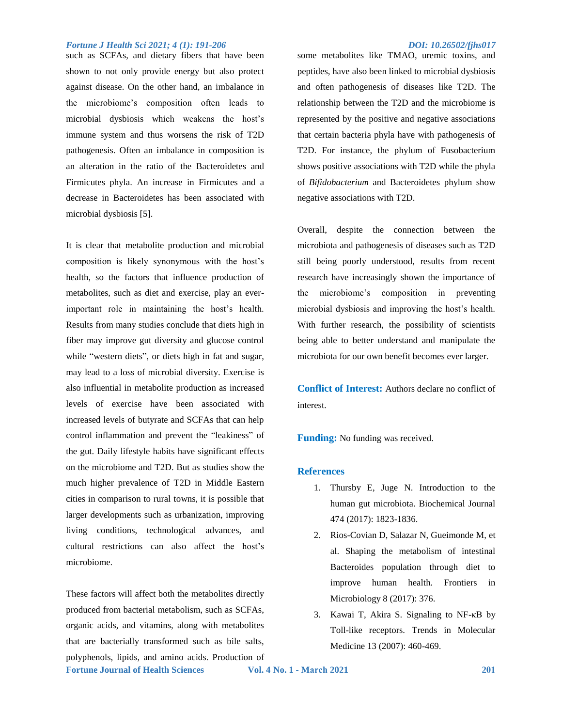such as SCFAs, and dietary fibers that have been shown to not only provide energy but also protect against disease. On the other hand, an imbalance in the microbiome's composition often leads to microbial dysbiosis which weakens the host's immune system and thus worsens the risk of T2D pathogenesis. Often an imbalance in composition is an alteration in the ratio of the Bacteroidetes and Firmicutes phyla. An increase in Firmicutes and a decrease in Bacteroidetes has been associated with microbial dysbiosis [5].

It is clear that metabolite production and microbial composition is likely synonymous with the host's health, so the factors that influence production of metabolites, such as diet and exercise, play an ever-important role in maintaining the host's health. Results from many studies conclude that diets high in fiber may improve gut diversity and glucose control while "western diets", or diets high in fat and sugar, may lead to a loss of microbial diversity. Exercise is also influential in metabolite production as increased levels of exercise have been associated with increased levels of butyrate and SCFAs that can help control inflammation and prevent the "leakiness" of the gut. Daily lifestyle habits have significant effects on the microbiome and T2D. But as studies show the much higher prevalence of T2D in Middle Eastern cities in comparison to rural towns, it is possible that larger developments such as urbanization, improving living conditions, technological advances, and cultural restrictions can also affect the host's microbiome.

These factors will affect both the metabolites directly produced from bacterial metabolism, such as SCFAs, organic acids, and vitamins, along with metabolites that are bacterially transformed such as bile salts, polyphenols, lipids, and amino acids. Production of some metabolites like TMAO, uremic toxins, and peptides, have also been linked to microbial dysbiosis and often pathogenesis of diseases like T2D. The relationship between the T2D and the microbiome is represented by the positive and negative associations that certain bacteria phyla have with pathogenesis of T2D. For instance, the phylum of Fusobacterium shows positive associations with T2D while the phyla of *Bifidobacterium* and Bacteroidetes phylum show negative associations with T2D.

Overall, despite the connection between the microbiota and pathogenesis of diseases such as T2D still being poorly understood, results from recent research have increasingly shown the importance of the microbiome's composition in preventing microbial dysbiosis and improving the host's health. With further research, the possibility of scientists being able to better understand and manipulate the microbiota for our own benefit becomes ever larger.

**Conflict of Interest:** Authors declare no conflict of interest.

**Funding:** No funding was received.

## References

1. Thursby E, Juge N. Introduction to the human gut microbiota. Biochemical Journal 474 (2017): 1823-1836.
2. Rios-Covian D, Salazar N, Gueimonde M, et al. Shaping the metabolism of intestinal Bacteroides population through diet to improve human health. Frontiers in Microbiology 8 (2017): 376.
3. Kawai T, Akira S. Signaling to NF-κB by Toll-like receptors. Trends in Molecular Medicine 13 (2007): 460-469.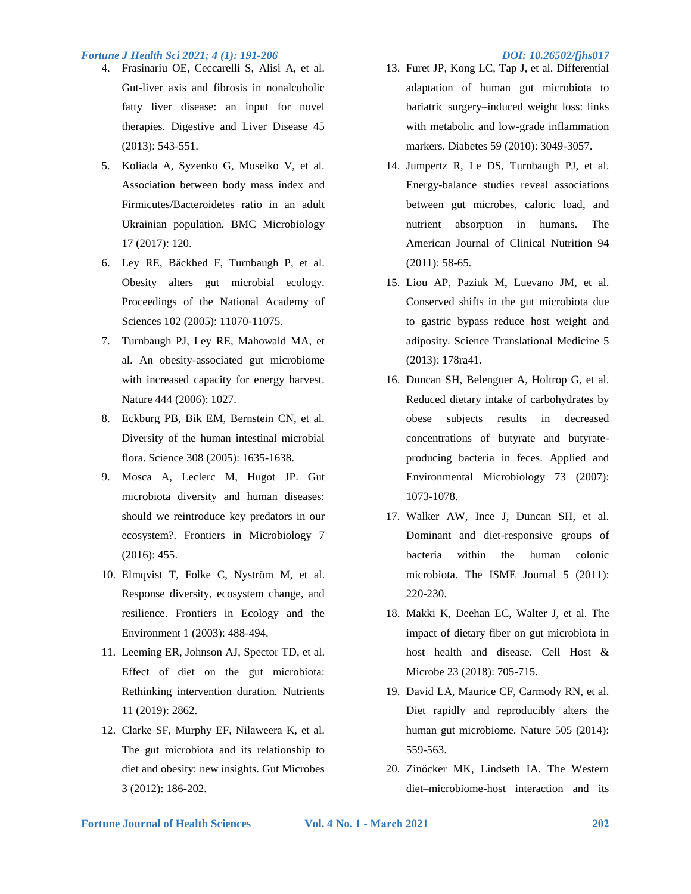4. Frasinariu OE, Ceccarelli S, Alisi A, et al. Gut-liver axis and fibrosis in nonalcoholic fatty liver disease: an input for novel therapies. Digestive and Liver Disease 45 (2013): 543-551.
5. Koliada A, Syzenko G, Moseiko V, et al. Association between body mass index and Firmicutes/Bacteroidetes ratio in an adult Ukrainian population. BMC Microbiology 17 (2017): 120.
6. Ley RE, Bäckhed F, Turnbaugh P, et al. Obesity alters gut microbial ecology. Proceedings of the National Academy of Sciences 102 (2005): 11070-11075.
7. Turnbaugh PJ, Ley RE, Mahowald MA, et al. An obesity-associated gut microbiome with increased capacity for energy harvest. Nature 444 (2006): 1027.
8. Eckburg PB, Bik EM, Bernstein CN, et al. Diversity of the human intestinal microbial flora. Science 308 (2005): 1635-1638.
9. Mosca A, Leclerc M, Hugot JP. Gut microbiota diversity and human diseases: should we reintroduce key predators in our ecosystem?. Frontiers in Microbiology 7 (2016): 455.
10. Elmqvist T, Folke C, Nyström M, et al. Response diversity, ecosystem change, and resilience. Frontiers in Ecology and the Environment 1 (2003): 488-494.
11. Leeming ER, Johnson AJ, Spector TD, et al. Effect of diet on the gut microbiota: Rethinking intervention duration. Nutrients 11 (2019): 2862.
12. Clarke SF, Murphy EF, Nilaweera K, et al. The gut microbiota and its relationship to diet and obesity: new insights. Gut Microbes 3 (2012): 186-202.
13. Furet JP, Kong LC, Tap J, et al. Differential adaptation of human gut microbiota to bariatric surgery–induced weight loss: links with metabolic and low-grade inflammation markers. Diabetes 59 (2010): 3049-3057.
14. Jumpertz R, Le DS, Turnbaugh PJ, et al. Energy-balance studies reveal associations between gut microbes, caloric load, and nutrient absorption in humans. The American Journal of Clinical Nutrition 94 (2011): 58-65.
15. Liou AP, Paziuk M, Luevano JM, et al. Conserved shifts in the gut microbiota due to gastric bypass reduce host weight and adiposity. Science Translational Medicine 5 (2013): 178ra41.
16. Duncan SH, Belenguer A, Holtrop G, et al. Reduced dietary intake of carbohydrates by obese subjects results in decreased concentrations of butyrate and butyrate-producing bacteria in feces. Applied and Environmental Microbiology 73 (2007): 1073-1078.
17. Walker AW, Ince J, Duncan SH, et al. Dominant and diet-responsive groups of bacteria within the human colonic microbiota. The ISME Journal 5 (2011): 220-230.
18. Makki K, Deehan EC, Walter J, et al. The impact of dietary fiber on gut microbiota in host health and disease. Cell Host & Microbe 23 (2018): 705-715.
19. David LA, Maurice CF, Carmody RN, et al. Diet rapidly and reproducibly alters the human gut microbiome. Nature 505 (2014): 559-563.
20. Zinöcker MK, Lindseth IA. The Western diet–microbiome-host interaction and its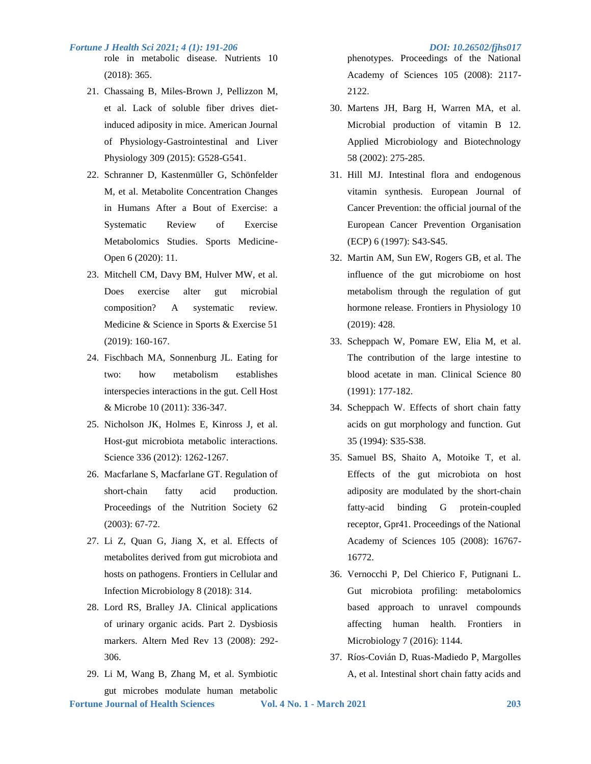role in metabolic disease. Nutrients 10 (2018): 365.

21. Chassaing B, Miles-Brown J, Pellizzon M, et al. Lack of soluble fiber drives diet-induced adiposity in mice. American Journal of Physiology-Gastrointestinal and Liver Physiology 309 (2015): G528-G541.
22. Schranner D, Kastenmüller G, Schönfelder M, et al. Metabolite Concentration Changes in Humans After a Bout of Exercise: a Systematic Review of Exercise Metabolomics Studies. Sports Medicine-Open 6 (2020): 11.
23. Mitchell CM, Davy BM, Hulver MW, et al. Does exercise alter gut microbial composition? A systematic review. Medicine & Science in Sports & Exercise 51 (2019): 160-167.
24. Fischbach MA, Sonnenburg JL. Eating for two: how metabolism establishes interspecies interactions in the gut. Cell Host & Microbe 10 (2011): 336-347.
25. Nicholson JK, Holmes E, Kinross J, et al. Host-gut microbiota metabolic interactions. Science 336 (2012): 1262-1267.
26. Macfarlane S, Macfarlane GT. Regulation of short-chain fatty acid production. Proceedings of the Nutrition Society 62 (2003): 67-72.
27. Li Z, Quan G, Jiang X, et al. Effects of metabolites derived from gut microbiota and hosts on pathogens. Frontiers in Cellular and Infection Microbiology 8 (2018): 314.
28. Lord RS, Bralley JA. Clinical applications of urinary organic acids. Part 2. Dysbiosis markers. Altern Med Rev 13 (2008): 292-306.
29. Li M, Wang B, Zhang M, et al. Symbiotic gut microbes modulate human metabolic phenotypes. Proceedings of the National Academy of Sciences 105 (2008): 2117-2122.
30. Martens JH, Barg H, Warren MA, et al. Microbial production of vitamin B 12. Applied Microbiology and Biotechnology 58 (2002): 275-285.
31. Hill MJ. Intestinal flora and endogenous vitamin synthesis. European Journal of Cancer Prevention: the official journal of the European Cancer Prevention Organisation (ECP) 6 (1997): S43-S45.
32. Martin AM, Sun EW, Rogers GB, et al. The influence of the gut microbiome on host metabolism through the regulation of gut hormone release. Frontiers in Physiology 10 (2019): 428.
33. Scheppach W, Pomare EW, Elia M, et al. The contribution of the large intestine to blood acetate in man. Clinical Science 80 (1991): 177-182.
34. Scheppach W. Effects of short chain fatty acids on gut morphology and function. Gut 35 (1994): S35-S38.
35. Samuel BS, Shaito A, Motoike T, et al. Effects of the gut microbiota on host adiposity are modulated by the short-chain fatty-acid binding G protein-coupled receptor, Gpr41. Proceedings of the National Academy of Sciences 105 (2008): 16767-16772.
36. Vernocchi P, Del Chierico F, Putignani L. Gut microbiota profiling: metabolomics based approach to unravel compounds affecting human health. Frontiers in Microbiology 7 (2016): 1144.
37. Ríos-Covián D, Ruas-Madiedo P, Margolles A, et al. Intestinal short chain fatty acids and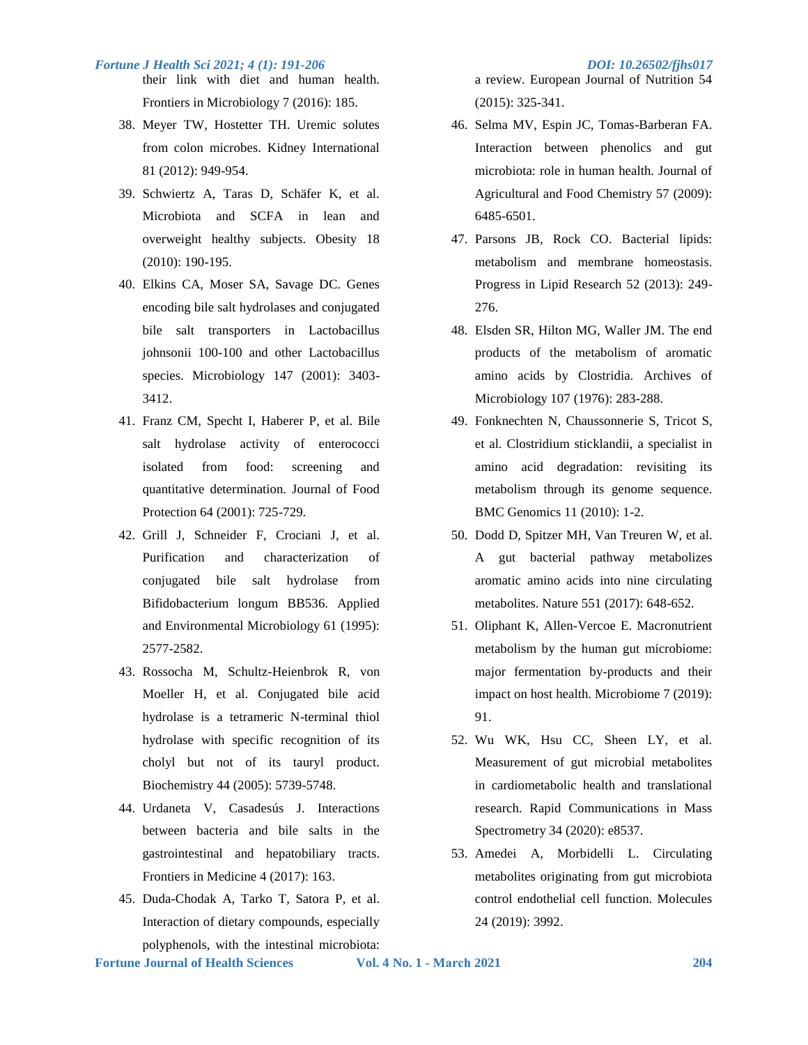their link with diet and human health. Frontiers in Microbiology 7 (2016): 185.

38. Meyer TW, Hostetter TH. Uremic solutes from colon microbes. Kidney International 81 (2012): 949-954.
39. Schwiertz A, Taras D, Schäfer K, et al. Microbiota and SCFA in lean and overweight healthy subjects. Obesity 18 (2010): 190-195.
40. Elkins CA, Moser SA, Savage DC. Genes encoding bile salt hydrolases and conjugated bile salt transporters in Lactobacillus johnsonii 100-100 and other Lactobacillus species. Microbiology 147 (2001): 3403-3412.
41. Franz CM, Specht I, Haberer P, et al. Bile salt hydrolase activity of enterococci isolated from food: screening and quantitative determination. Journal of Food Protection 64 (2001): 725-729.
42. Grill J, Schneider F, Crociani J, et al. Purification and characterization of conjugated bile salt hydrolase from Bifidobacterium longum BB536. Applied and Environmental Microbiology 61 (1995): 2577-2582.
43. Rossocha M, Schultz-Heienbrok R, von Moeller H, et al. Conjugated bile acid hydrolase is a tetrameric N-terminal thiol hydrolase with specific recognition of its cholyl but not of its tauryl product. Biochemistry 44 (2005): 5739-5748.
44. Urdaneta V, Casadesús J. Interactions between bacteria and bile salts in the gastrointestinal and hepatobiliary tracts. Frontiers in Medicine 4 (2017): 163.
45. Duda-Chodak A, Tarko T, Satora P, et al. Interaction of dietary compounds, especially polyphenols, with the intestinal microbiota: a review. European Journal of Nutrition 54 (2015): 325-341.
46. Selma MV, Espin JC, Tomas-Barberan FA. Interaction between phenolics and gut microbiota: role in human health. Journal of Agricultural and Food Chemistry 57 (2009): 6485-6501.
47. Parsons JB, Rock CO. Bacterial lipids: metabolism and membrane homeostasis. Progress in Lipid Research 52 (2013): 249-276.
48. Elsden SR, Hilton MG, Waller JM. The end products of the metabolism of aromatic amino acids by Clostridia. Archives of Microbiology 107 (1976): 283-288.
49. Fonknechten N, Chaussonnerie S, Tricot S, et al. Clostridium sticklandii, a specialist in amino acid degradation: revisiting its metabolism through its genome sequence. BMC Genomics 11 (2010): 1-2.
50. Dodd D, Spitzer MH, Van Treuren W, et al. A gut bacterial pathway metabolizes aromatic amino acids into nine circulating metabolites. Nature 551 (2017): 648-652.
51. Oliphant K, Allen-Vercoe E. Macronutrient metabolism by the human gut microbiome: major fermentation by-products and their impact on host health. Microbiome 7 (2019): 91.
52. Wu WK, Hsu CC, Sheen LY, et al. Measurement of gut microbial metabolites in cardiometabolic health and translational research. Rapid Communications in Mass Spectrometry 34 (2020): e8537.
53. Amedei A, Morbidelli L. Circulating metabolites originating from gut microbiota control endothelial cell function. Molecules 24 (2019): 3992.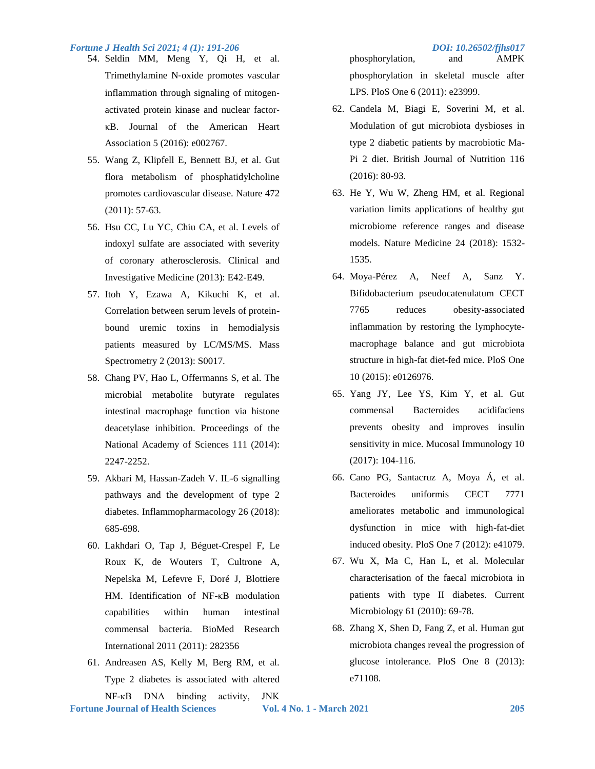54. Seldin MM, Meng Y, Qi H, et al. Trimethylamine N-oxide promotes vascular inflammation through signaling of mitogen-activated protein kinase and nuclear factor-κB. Journal of the American Heart Association 5 (2016): e002767.
55. Wang Z, Klipfell E, Bennett BJ, et al. Gut flora metabolism of phosphatidylcholine promotes cardiovascular disease. Nature 472 (2011): 57-63.
56. Hsu CC, Lu YC, Chiu CA, et al. Levels of indoxyl sulfate are associated with severity of coronary atherosclerosis. Clinical and Investigative Medicine (2013): E42-E49.
57. Itoh Y, Ezawa A, Kikuchi K, et al. Correlation between serum levels of protein-bound uremic toxins in hemodialysis patients measured by LC/MS/MS. Mass Spectrometry 2 (2013): S0017.
58. Chang PV, Hao L, Offermanns S, et al. The microbial metabolite butyrate regulates intestinal macrophage function via histone deacetylase inhibition. Proceedings of the National Academy of Sciences 111 (2014): 2247-2252.
59. Akbari M, Hassan-Zadeh V. IL-6 signalling pathways and the development of type 2 diabetes. Inflammopharmacology 26 (2018): 685-698.
60. Lakhdari O, Tap J, Béguet-Crespel F, Le Roux K, de Wouters T, Cultrone A, Nepelska M, Lefevre F, Doré J, Blottiere HM. Identification of NF-κB modulation capabilities within human intestinal commensal bacteria. BioMed Research International 2011 (2011): 282356
61. Andreasen AS, Kelly M, Berg RM, et al. Type 2 diabetes is associated with altered NF-κB DNA binding activity, JNK phosphorylation, and AMPK phosphorylation in skeletal muscle after LPS. PloS One 6 (2011): e23999.
62. Candela M, Biagi E, Soverini M, et al. Modulation of gut microbiota dysbioses in type 2 diabetic patients by macrobiotic Ma-Pi 2 diet. British Journal of Nutrition 116 (2016): 80-93.
63. He Y, Wu W, Zheng HM, et al. Regional variation limits applications of healthy gut microbiome reference ranges and disease models. Nature Medicine 24 (2018): 1532-1535.
64. Moya-Pérez A, Neef A, Sanz Y. Bifidobacterium pseudocatenulatum CECT 7765 reduces obesity-associated inflammation by restoring the lymphocyte-macrophage balance and gut microbiota structure in high-fat diet-fed mice. PloS One 10 (2015): e0126976.
65. Yang JY, Lee YS, Kim Y, et al. Gut commensal Bacteroides acidifaciens prevents obesity and improves insulin sensitivity in mice. Mucosal Immunology 10 (2017): 104-116.
66. Cano PG, Santacruz A, Moya Á, et al. Bacteroides uniformis CECT 7771 ameliorates metabolic and immunological dysfunction in mice with high-fat-diet induced obesity. PloS One 7 (2012): e41079.
67. Wu X, Ma C, Han L, et al. Molecular characterisation of the faecal microbiota in patients with type II diabetes. Current Microbiology 61 (2010): 69-78.
68. Zhang X, Shen D, Fang Z, et al. Human gut microbiota changes reveal the progression of glucose intolerance. PloS One 8 (2013): e71108.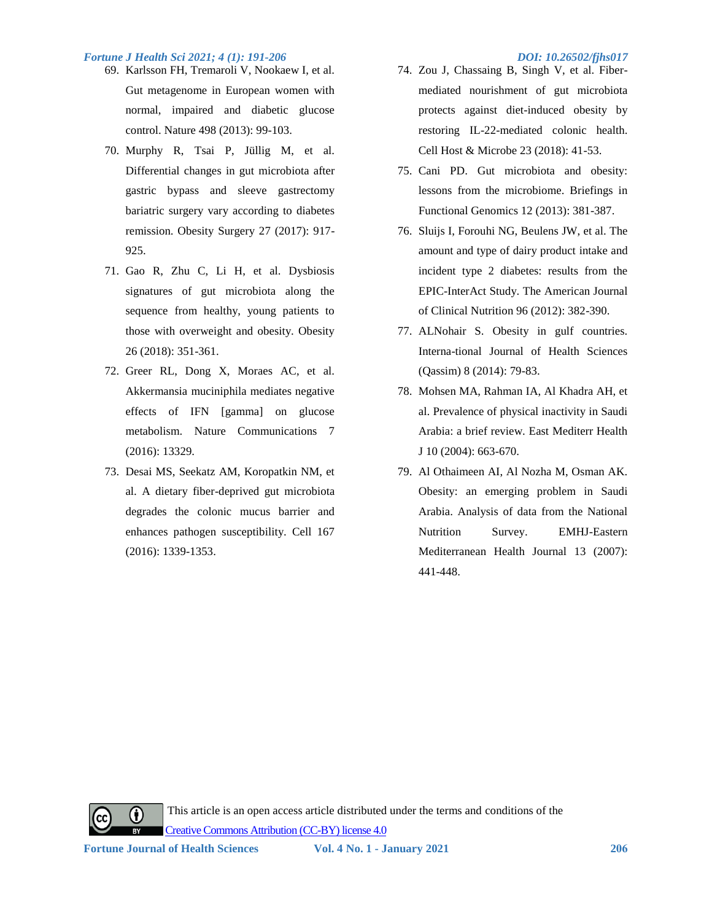69. Karlsson FH, Tremaroli V, Nookaew I, et al. Gut metagenome in European women with normal, impaired and diabetic glucose control. Nature 498 (2013): 99-103.
70. Murphy R, Tsai P, Jüllig M, et al. Differential changes in gut microbiota after gastric bypass and sleeve gastrectomy bariatric surgery vary according to diabetes remission. Obesity Surgery 27 (2017): 917-925.
71. Gao R, Zhu C, Li H, et al. Dysbiosis signatures of gut microbiota along the sequence from healthy, young patients to those with overweight and obesity. Obesity 26 (2018): 351-361.
72. Greer RL, Dong X, Moraes AC, et al. Akkermansia muciniphila mediates negative effects of IFN [gamma] on glucose metabolism. Nature Communications 7 (2016): 13329.
73. Desai MS, Seekatz AM, Koropatkin NM, et al. A dietary fiber-deprived gut microbiota degrades the colonic mucus barrier and enhances pathogen susceptibility. Cell 167 (2016): 1339-1353.
74. Zou J, Chassaing B, Singh V, et al. Fiber-mediated nourishment of gut microbiota protects against diet-induced obesity by restoring IL-22-mediated colonic health. Cell Host & Microbe 23 (2018): 41-53.
75. Cani PD. Gut microbiota and obesity: lessons from the microbiome. Briefings in Functional Genomics 12 (2013): 381-387.
76. Sluijs I, Forouhi NG, Beulens JW, et al. The amount and type of dairy product intake and incident type 2 diabetes: results from the EPIC-InterAct Study. The American Journal of Clinical Nutrition 96 (2012): 382-390.
77. ALNohair S. Obesity in gulf countries. Interna-tional Journal of Health Sciences (Qassim) 8 (2014): 79-83.
78. Mohsen MA, Rahman IA, Al Khadra AH, et al. Prevalence of physical inactivity in Saudi Arabia: a brief review. East Mediterr Health J 10 (2004): 663-670.
79. Al Othaimeen AI, Al Nozha M, Osman AK. Obesity: an emerging problem in Saudi Arabia. Analysis of data from the National Nutrition Survey. EMHJ-Eastern Mediterranean Health Journal 13 (2007): 441-448.

This article is an open access article distributed under the terms and conditions of the Creative Commons Attribution (CC-BY) license 4.0